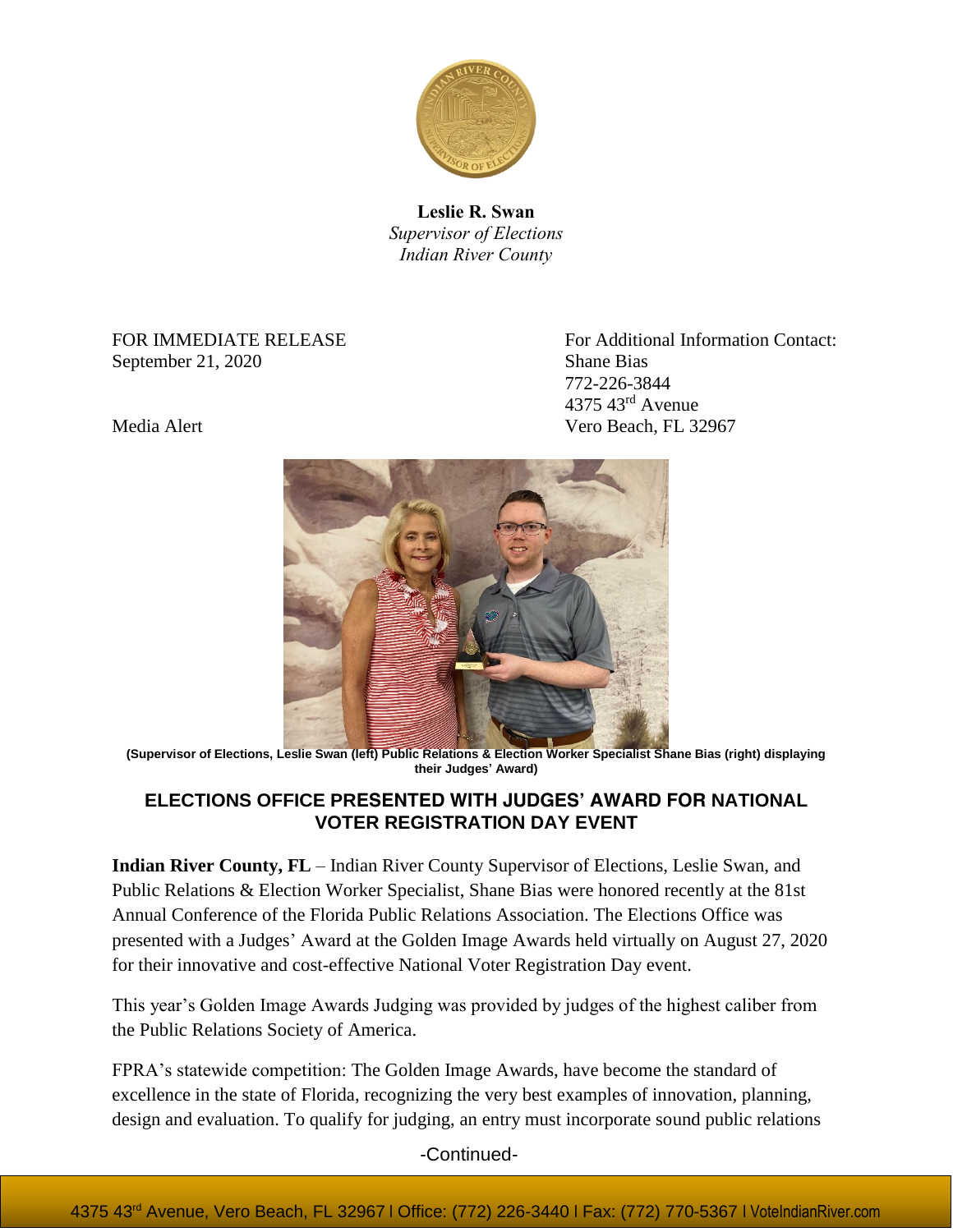**Leslie R. Swan**
*Supervisor of Elections*
*Indian River County*

FOR IMMEDIATE RELEASE
September 21, 2020

Media Alert

For Additional Information Contact:
Shane Bias
772-226-3844
4375 43rd Avenue
Vero Beach, FL 32967

**(Supervisor of Elections, Leslie Swan (left) Public Relations & Election Worker Specialist Shane Bias (right) displaying their Judges' Award)**

## ELECTIONS OFFICE PRESENTED WITH JUDGES' AWARD FOR NATIONAL VOTER REGISTRATION DAY EVENT

**Indian River County, FL** – Indian River County Supervisor of Elections, Leslie Swan, and Public Relations & Election Worker Specialist, Shane Bias were honored recently at the 81st Annual Conference of the Florida Public Relations Association. The Elections Office was presented with a Judges' Award at the Golden Image Awards held virtually on August 27, 2020 for their innovative and cost-effective National Voter Registration Day event.

This year's Golden Image Awards Judging was provided by judges of the highest caliber from the Public Relations Society of America.

FPRA's statewide competition: The Golden Image Awards, have become the standard of excellence in the state of Florida, recognizing the very best examples of innovation, planning, design and evaluation. To qualify for judging, an entry must incorporate sound public relations

-Continued-

4375 43rd Avenue, Vero Beach, FL 32967 | Office: (772) 226-3440 | Fax: (772) 770-5367 | VoteIndianRiver.com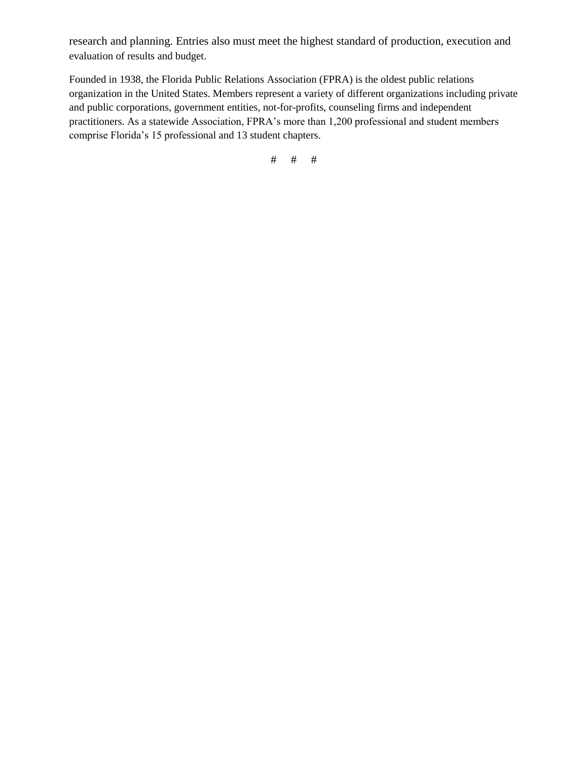research and planning. Entries also must meet the highest standard of production, execution and evaluation of results and budget.

Founded in 1938, the Florida Public Relations Association (FPRA) is the oldest public relations organization in the United States. Members represent a variety of different organizations including private and public corporations, government entities, not-for-profits, counseling firms and independent practitioners. As a statewide Association, FPRA's more than 1,200 professional and student members comprise Florida's 15 professional and 13 student chapters.

# # #